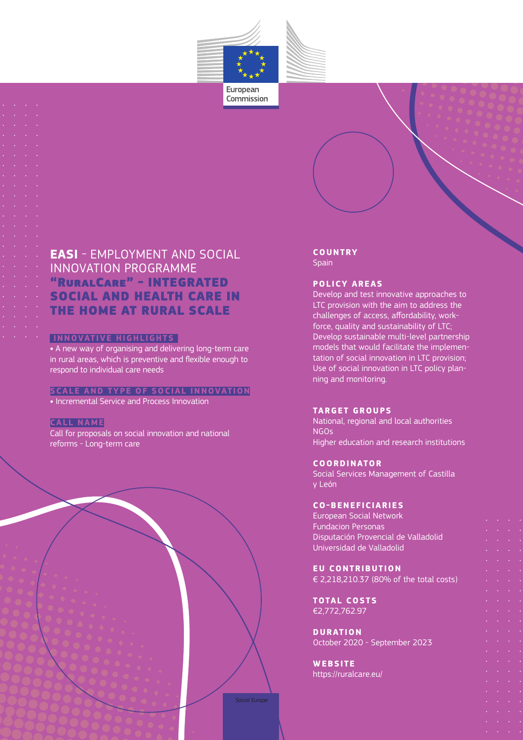European Commission

# **EASI** - EMPLOYMENT AND SOCIAL INNOVATION PROGRAMME

## "RuralCare" - INTEGRATED SOCIAL AND HEALTH CARE IN THE HOME AT RURAL SCALE

### INNOVATIVE HIGHLIGHTS

- A new way of organising and delivering long-term care in rural areas, which is preventive and flexible enough to respond to individual care needs

### SCALE AND TYPE OF SOCIAL INNOVATION

- Incremental Service and Process Innovation

### CALL NAME

Call for proposals on social innovation and national reforms - Long-term care

### COUNTRY

Spain

### POLICY AREAS

Develop and test innovative approaches to LTC provision with the aim to address the challenges of access, affordability, workforce, quality and sustainability of LTC;
Develop sustainable multi-level partnership models that would facilitate the implementation of social innovation in LTC provision;
Use of social innovation in LTC policy planning and monitoring.

### TARGET GROUPS

National, regional and local authorities
NGOs
Higher education and research institutions

### COORDINATOR

Social Services Management of Castilla y León

### CO-BENEFICIARIES

European Social Network
Fundacion Personas
Disputación Provencial de Valladolid
Universidad de Valladolid

### EU CONTRIBUTION

€ 2,218,210.37 (80% of the total costs)

### TOTAL COSTS

€2,772,762.97

### DURATION

October 2020 - September 2023

### WEBSITE

https://ruralcare.eu/

*Social Europe*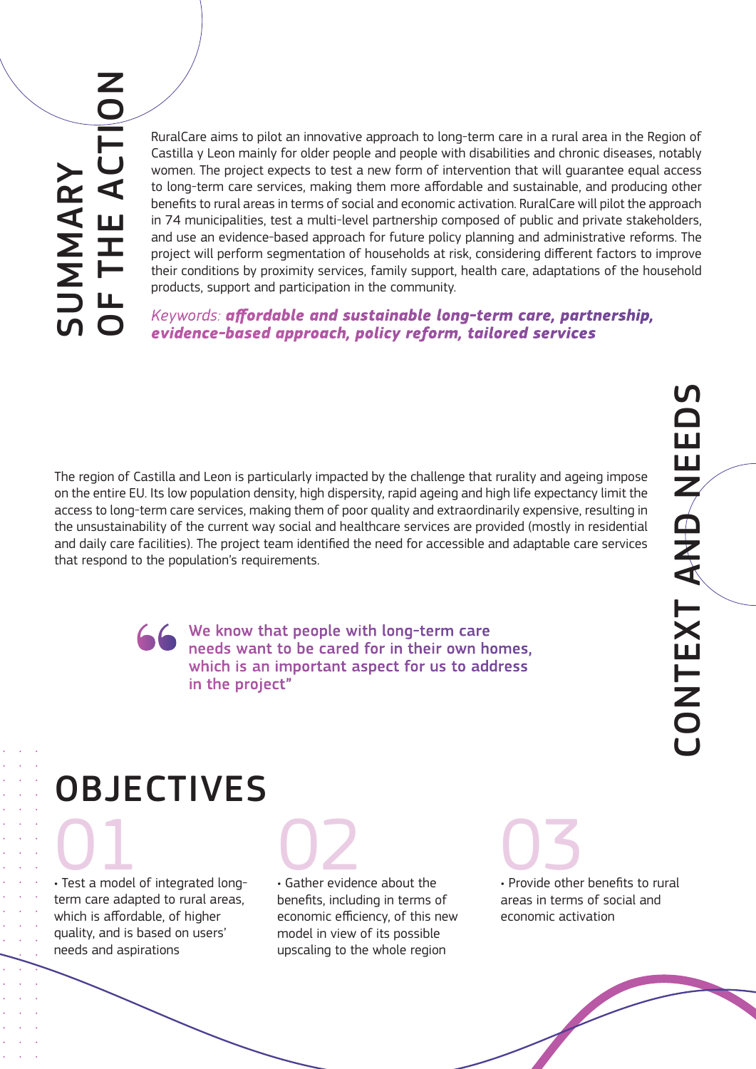## SUMMARY OF THE ACTION

RuralCare aims to pilot an innovative approach to long-term care in a rural area in the Region of Castilla y Leon mainly for older people and people with disabilities and chronic diseases, notably women. The project expects to test a new form of intervention that will guarantee equal access to long-term care services, making them more affordable and sustainable, and producing other benefits to rural areas in terms of social and economic activation. RuralCare will pilot the approach in 74 municipalities, test a multi-level partnership composed of public and private stakeholders, and use an evidence-based approach for future policy planning and administrative reforms. The project will perform segmentation of households at risk, considering different factors to improve their conditions by proximity services, family support, health care, adaptations of the household products, support and participation in the community.

*Keywords:* ***affordable and sustainable long-term care, partnership, evidence-based approach, policy reform, tailored services***

## CONTEXT AND NEEDS

The region of Castilla and Leon is particularly impacted by the challenge that rurality and ageing impose on the entire EU. Its low population density, high dispersity, rapid ageing and high life expectancy limit the access to long-term care services, making them of poor quality and extraordinarily expensive, resulting in the unsustainability of the current way social and healthcare services are provided (mostly in residential and daily care facilities). The project team identified the need for accessible and adaptable care services that respond to the population's requirements.

> "We know that people with long-term care needs want to be cared for in their own homes, which is an important aspect for us to address in the project"

## OBJECTIVES

**01**

- Test a model of integrated long-term care adapted to rural areas, which is affordable, of higher quality, and is based on users' needs and aspirations

**02**

- Gather evidence about the benefits, including in terms of economic efficiency, of this new model in view of its possible upscaling to the whole region

**03**

- Provide other benefits to rural areas in terms of social and economic activation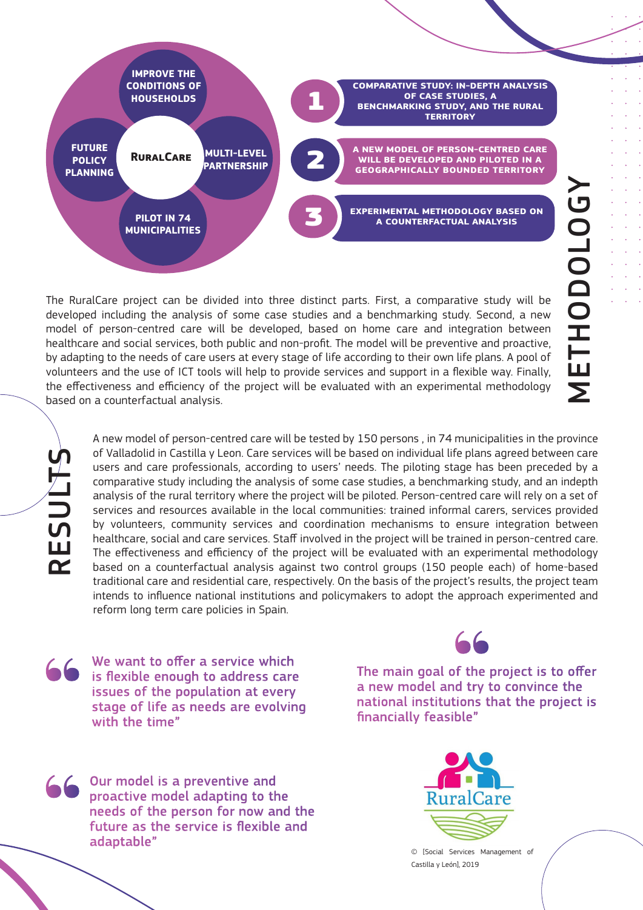IMPROVE THE CONDITIONS OF HOUSEHOLDS

FUTURE POLICY PLANNING

RURALCARE

MULTI-LEVEL PARTNERSHIP

PILOT IN 74 MUNICIPALITIES

1. COMPARATIVE STUDY: IN-DEPTH ANALYSIS OF CASE STUDIES, A BENCHMARKING STUDY, AND THE RURAL TERRITORY
2. A NEW MODEL OF PERSON-CENTRED CARE WILL BE DEVELOPED AND PILOTED IN A GEOGRAPHICALLY BOUNDED TERRITORY
3. EXPERIMENTAL METHODOLOGY BASED ON A COUNTERFACTUAL ANALYSIS

## METHODOLOGY

The RuralCare project can be divided into three distinct parts. First, a comparative study will be developed including the analysis of some case studies and a benchmarking study. Second, a new model of person-centred care will be developed, based on home care and integration between healthcare and social services, both public and non-profit. The model will be preventive and proactive, by adapting to the needs of care users at every stage of life according to their own life plans. A pool of volunteers and the use of ICT tools will help to provide services and support in a flexible way. Finally, the effectiveness and efficiency of the project will be evaluated with an experimental methodology based on a counterfactual analysis.

## RESULTS

A new model of person-centred care will be tested by 150 persons , in 74 municipalities in the province of Valladolid in Castilla y Leon. Care services will be based on individual life plans agreed between care users and care professionals, according to users' needs. The piloting stage has been preceded by a comparative study including the analysis of some case studies, a benchmarking study, and an indepth analysis of the rural territory where the project will be piloted. Person-centred care will rely on a set of services and resources available in the local communities: trained informal carers, services provided by volunteers, community services and coordination mechanisms to ensure integration between healthcare, social and care services. Staff involved in the project will be trained in person-centred care. The effectiveness and efficiency of the project will be evaluated with an experimental methodology based on a counterfactual analysis against two control groups (150 people each) of home-based traditional care and residential care, respectively. On the basis of the project's results, the project team intends to influence national institutions and policymakers to adopt the approach experimented and reform long term care policies in Spain.

> We want to offer a service which is flexible enough to address care issues of the population at every stage of life as needs are evolving with the time"

> The main goal of the project is to offer a new model and try to convince the national institutions that the project is financially feasible"

> Our model is a preventive and proactive model adapting to the needs of the person for now and the future as the service is flexible and adaptable"

RuralCare

© [Social Services Management of Castilla y León], 2019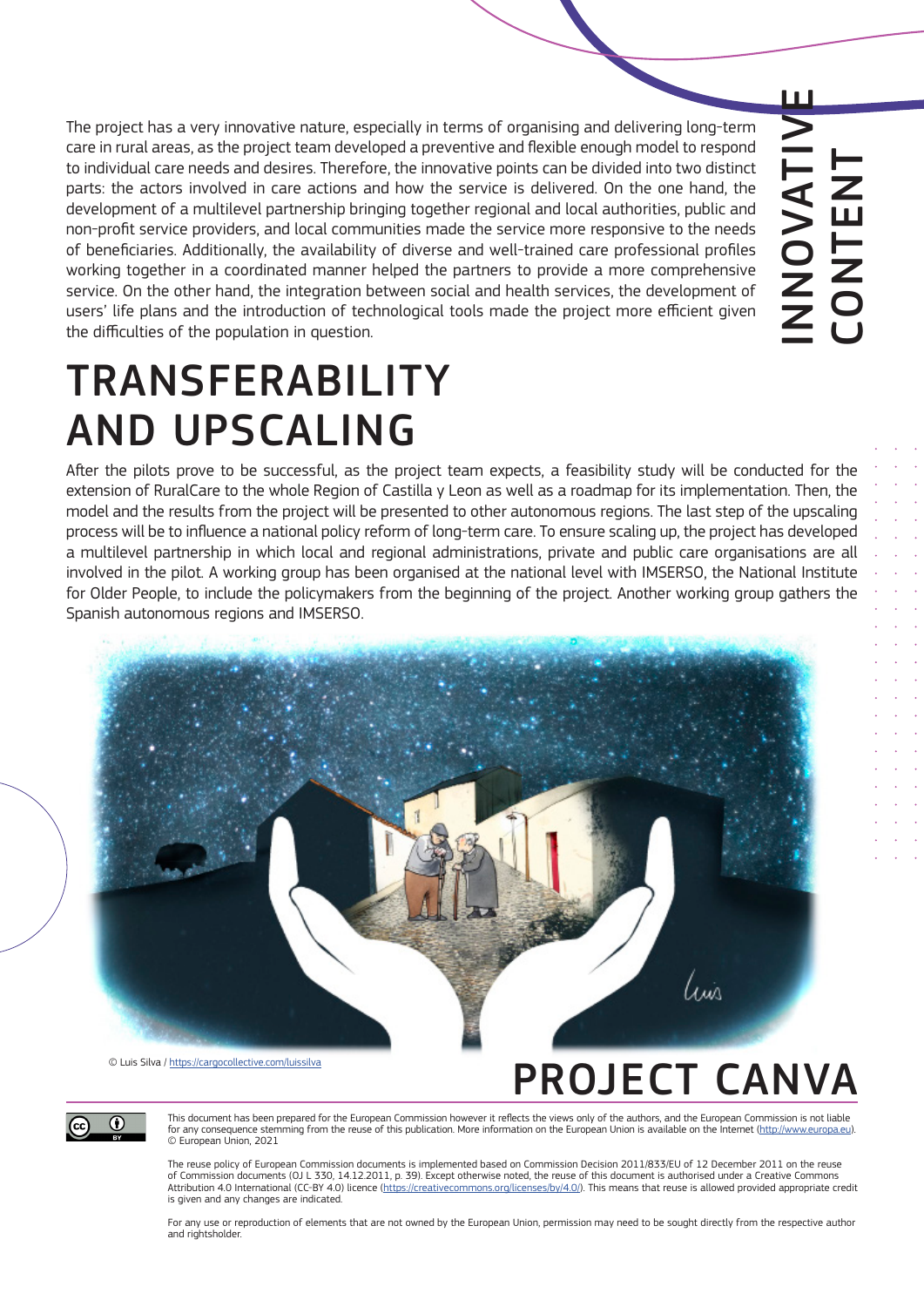# INNOVATIVE CONTENT

The project has a very innovative nature, especially in terms of organising and delivering long-term care in rural areas, as the project team developed a preventive and flexible enough model to respond to individual care needs and desires. Therefore, the innovative points can be divided into two distinct parts: the actors involved in care actions and how the service is delivered. On the one hand, the development of a multilevel partnership bringing together regional and local authorities, public and non-profit service providers, and local communities made the service more responsive to the needs of beneficiaries. Additionally, the availability of diverse and well-trained care professional profiles working together in a coordinated manner helped the partners to provide a more comprehensive service. On the other hand, the integration between social and health services, the development of users' life plans and the introduction of technological tools made the project more efficient given the difficulties of the population in question.

# TRANSFERABILITY AND UPSCALING

After the pilots prove to be successful, as the project team expects, a feasibility study will be conducted for the extension of RuralCare to the whole Region of Castilla y Leon as well as a roadmap for its implementation. Then, the model and the results from the project will be presented to other autonomous regions. The last step of the upscaling process will be to influence a national policy reform of long-term care. To ensure scaling up, the project has developed a multilevel partnership in which local and regional administrations, private and public care organisations are all involved in the pilot. A working group has been organised at the national level with IMSERSO, the National Institute for Older People, to include the policymakers from the beginning of the project. Another working group gathers the Spanish autonomous regions and IMSERSO.

© Luis Silva / https://cargocollective.com/luissilva

# PROJECT CANVA

This document has been prepared for the European Commission however it reflects the views only of the authors, and the European Commission is not liable for any consequence stemming from the reuse of this publication. More information on the European Union is available on the Internet (http://www.europa.eu).
© European Union, 2021

The reuse policy of European Commission documents is implemented based on Commission Decision 2011/833/EU of 12 December 2011 on the reuse of Commission documents (OJ L 330, 14.12.2011, p. 39). Except otherwise noted, the reuse of this document is authorised under a Creative Commons Attribution 4.0 International (CC-BY 4.0) licence (https://creativecommons.org/licenses/by/4.0/). This means that reuse is allowed provided appropriate credit is given and any changes are indicated.

For any use or reproduction of elements that are not owned by the European Union, permission may need to be sought directly from the respective author and rightsholder.